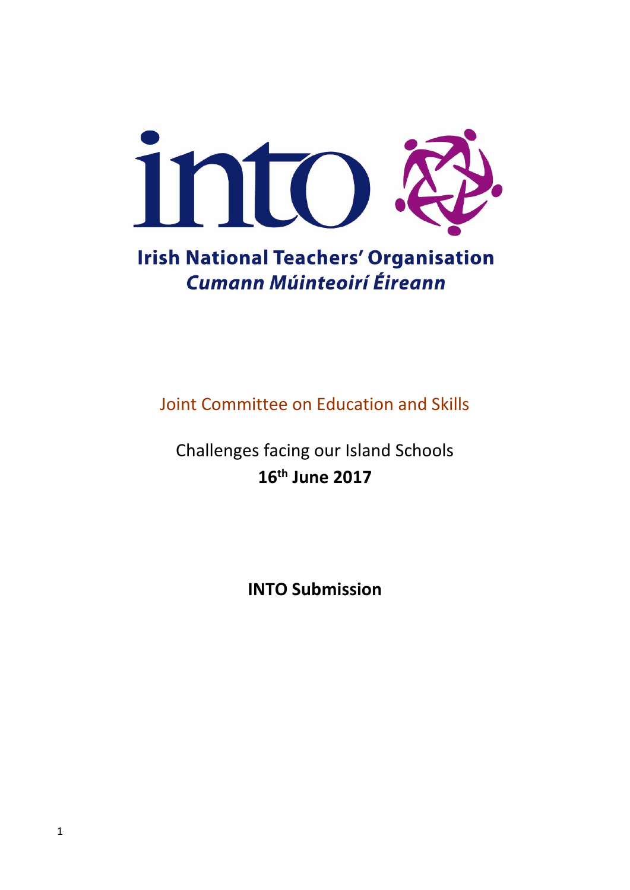**into**

**Irish National Teachers' Organisation**
***Cumann Múinteoirí Éireann***

Joint Committee on Education and Skills

Challenges facing our Island Schools
**16th June 2017**

**INTO Submission**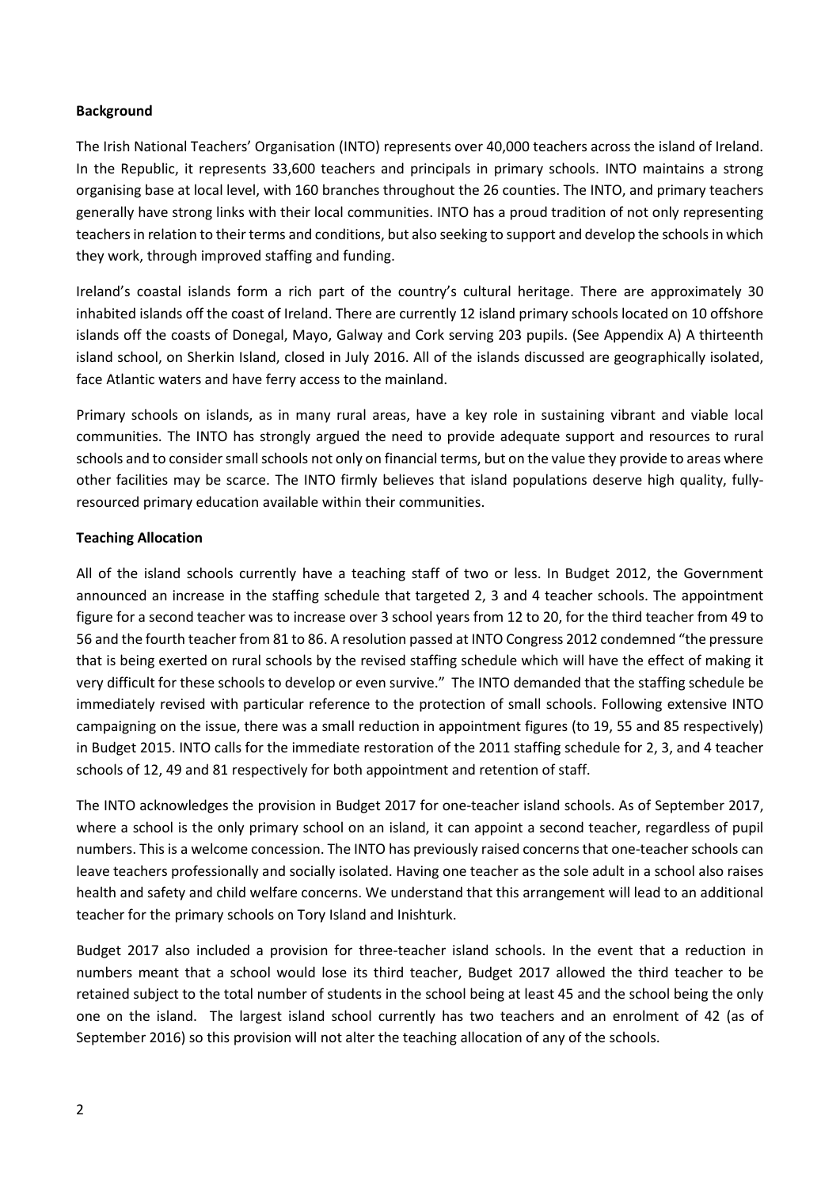**Background**

The Irish National Teachers' Organisation (INTO) represents over 40,000 teachers across the island of Ireland. In the Republic, it represents 33,600 teachers and principals in primary schools. INTO maintains a strong organising base at local level, with 160 branches throughout the 26 counties. The INTO, and primary teachers generally have strong links with their local communities. INTO has a proud tradition of not only representing teachers in relation to their terms and conditions, but also seeking to support and develop the schools in which they work, through improved staffing and funding.

Ireland's coastal islands form a rich part of the country's cultural heritage. There are approximately 30 inhabited islands off the coast of Ireland. There are currently 12 island primary schools located on 10 offshore islands off the coasts of Donegal, Mayo, Galway and Cork serving 203 pupils. (See Appendix A) A thirteenth island school, on Sherkin Island, closed in July 2016. All of the islands discussed are geographically isolated, face Atlantic waters and have ferry access to the mainland.

Primary schools on islands, as in many rural areas, have a key role in sustaining vibrant and viable local communities. The INTO has strongly argued the need to provide adequate support and resources to rural schools and to consider small schools not only on financial terms, but on the value they provide to areas where other facilities may be scarce. The INTO firmly believes that island populations deserve high quality, fully-resourced primary education available within their communities.

**Teaching Allocation**

All of the island schools currently have a teaching staff of two or less. In Budget 2012, the Government announced an increase in the staffing schedule that targeted 2, 3 and 4 teacher schools. The appointment figure for a second teacher was to increase over 3 school years from 12 to 20, for the third teacher from 49 to 56 and the fourth teacher from 81 to 86. A resolution passed at INTO Congress 2012 condemned "the pressure that is being exerted on rural schools by the revised staffing schedule which will have the effect of making it very difficult for these schools to develop or even survive." The INTO demanded that the staffing schedule be immediately revised with particular reference to the protection of small schools. Following extensive INTO campaigning on the issue, there was a small reduction in appointment figures (to 19, 55 and 85 respectively) in Budget 2015. INTO calls for the immediate restoration of the 2011 staffing schedule for 2, 3, and 4 teacher schools of 12, 49 and 81 respectively for both appointment and retention of staff.

The INTO acknowledges the provision in Budget 2017 for one-teacher island schools. As of September 2017, where a school is the only primary school on an island, it can appoint a second teacher, regardless of pupil numbers. This is a welcome concession. The INTO has previously raised concerns that one-teacher schools can leave teachers professionally and socially isolated. Having one teacher as the sole adult in a school also raises health and safety and child welfare concerns. We understand that this arrangement will lead to an additional teacher for the primary schools on Tory Island and Inishturk.

Budget 2017 also included a provision for three-teacher island schools. In the event that a reduction in numbers meant that a school would lose its third teacher, Budget 2017 allowed the third teacher to be retained subject to the total number of students in the school being at least 45 and the school being the only one on the island. The largest island school currently has two teachers and an enrolment of 42 (as of September 2016) so this provision will not alter the teaching allocation of any of the schools.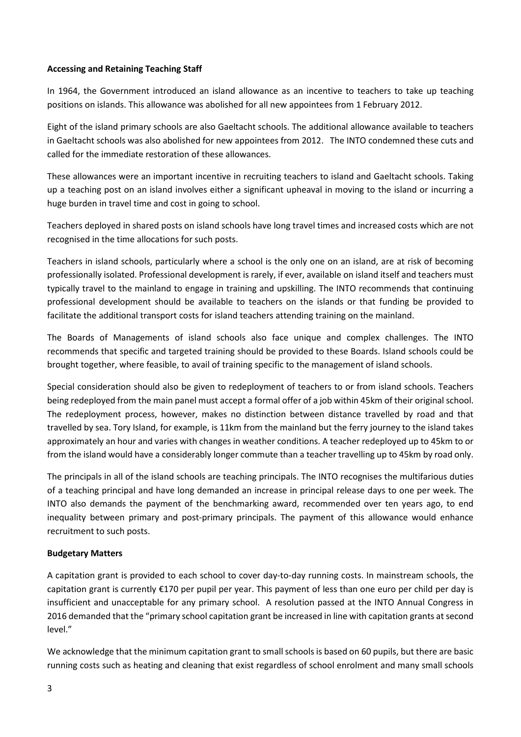**Accessing and Retaining Teaching Staff**

In 1964, the Government introduced an island allowance as an incentive to teachers to take up teaching positions on islands. This allowance was abolished for all new appointees from 1 February 2012.

Eight of the island primary schools are also Gaeltacht schools. The additional allowance available to teachers in Gaeltacht schools was also abolished for new appointees from 2012. The INTO condemned these cuts and called for the immediate restoration of these allowances.

These allowances were an important incentive in recruiting teachers to island and Gaeltacht schools. Taking up a teaching post on an island involves either a significant upheaval in moving to the island or incurring a huge burden in travel time and cost in going to school.

Teachers deployed in shared posts on island schools have long travel times and increased costs which are not recognised in the time allocations for such posts.

Teachers in island schools, particularly where a school is the only one on an island, are at risk of becoming professionally isolated. Professional development is rarely, if ever, available on island itself and teachers must typically travel to the mainland to engage in training and upskilling. The INTO recommends that continuing professional development should be available to teachers on the islands or that funding be provided to facilitate the additional transport costs for island teachers attending training on the mainland.

The Boards of Managements of island schools also face unique and complex challenges. The INTO recommends that specific and targeted training should be provided to these Boards. Island schools could be brought together, where feasible, to avail of training specific to the management of island schools.

Special consideration should also be given to redeployment of teachers to or from island schools. Teachers being redeployed from the main panel must accept a formal offer of a job within 45km of their original school. The redeployment process, however, makes no distinction between distance travelled by road and that travelled by sea. Tory Island, for example, is 11km from the mainland but the ferry journey to the island takes approximately an hour and varies with changes in weather conditions. A teacher redeployed up to 45km to or from the island would have a considerably longer commute than a teacher travelling up to 45km by road only.

The principals in all of the island schools are teaching principals. The INTO recognises the multifarious duties of a teaching principal and have long demanded an increase in principal release days to one per week. The INTO also demands the payment of the benchmarking award, recommended over ten years ago, to end inequality between primary and post-primary principals. The payment of this allowance would enhance recruitment to such posts.

**Budgetary Matters**

A capitation grant is provided to each school to cover day-to-day running costs. In mainstream schools, the capitation grant is currently €170 per pupil per year. This payment of less than one euro per child per day is insufficient and unacceptable for any primary school. A resolution passed at the INTO Annual Congress in 2016 demanded that the "primary school capitation grant be increased in line with capitation grants at second level."

We acknowledge that the minimum capitation grant to small schools is based on 60 pupils, but there are basic running costs such as heating and cleaning that exist regardless of school enrolment and many small schools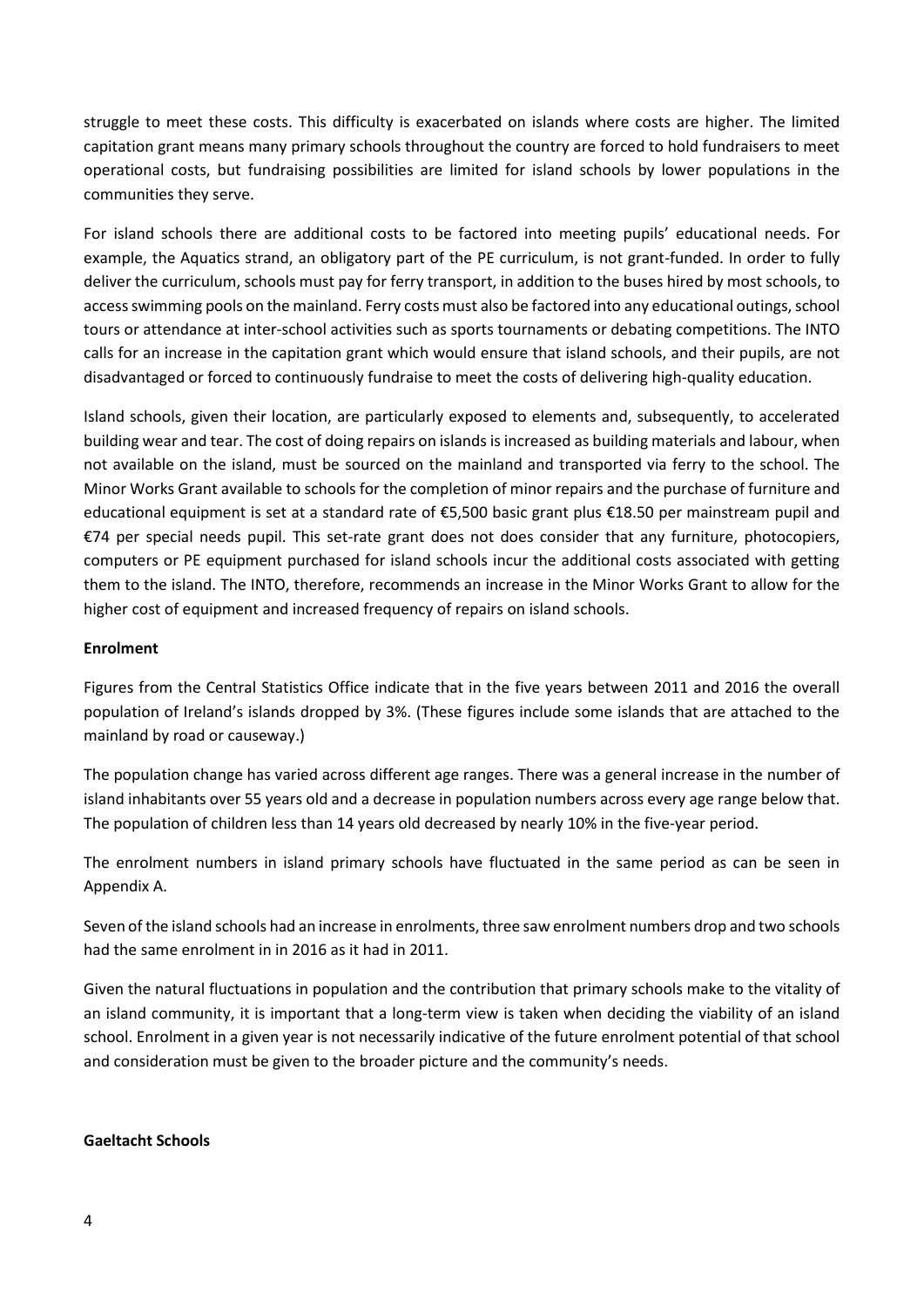struggle to meet these costs. This difficulty is exacerbated on islands where costs are higher. The limited capitation grant means many primary schools throughout the country are forced to hold fundraisers to meet operational costs, but fundraising possibilities are limited for island schools by lower populations in the communities they serve.

For island schools there are additional costs to be factored into meeting pupils' educational needs. For example, the Aquatics strand, an obligatory part of the PE curriculum, is not grant-funded. In order to fully deliver the curriculum, schools must pay for ferry transport, in addition to the buses hired by most schools, to access swimming pools on the mainland. Ferry costs must also be factored into any educational outings, school tours or attendance at inter-school activities such as sports tournaments or debating competitions. The INTO calls for an increase in the capitation grant which would ensure that island schools, and their pupils, are not disadvantaged or forced to continuously fundraise to meet the costs of delivering high-quality education.

Island schools, given their location, are particularly exposed to elements and, subsequently, to accelerated building wear and tear. The cost of doing repairs on islands is increased as building materials and labour, when not available on the island, must be sourced on the mainland and transported via ferry to the school. The Minor Works Grant available to schools for the completion of minor repairs and the purchase of furniture and educational equipment is set at a standard rate of €5,500 basic grant plus €18.50 per mainstream pupil and €74 per special needs pupil. This set-rate grant does not does consider that any furniture, photocopiers, computers or PE equipment purchased for island schools incur the additional costs associated with getting them to the island. The INTO, therefore, recommends an increase in the Minor Works Grant to allow for the higher cost of equipment and increased frequency of repairs on island schools.

**Enrolment**

Figures from the Central Statistics Office indicate that in the five years between 2011 and 2016 the overall population of Ireland's islands dropped by 3%. (These figures include some islands that are attached to the mainland by road or causeway.)

The population change has varied across different age ranges. There was a general increase in the number of island inhabitants over 55 years old and a decrease in population numbers across every age range below that. The population of children less than 14 years old decreased by nearly 10% in the five-year period.

The enrolment numbers in island primary schools have fluctuated in the same period as can be seen in Appendix A.

Seven of the island schools had an increase in enrolments, three saw enrolment numbers drop and two schools had the same enrolment in in 2016 as it had in 2011.

Given the natural fluctuations in population and the contribution that primary schools make to the vitality of an island community, it is important that a long-term view is taken when deciding the viability of an island school. Enrolment in a given year is not necessarily indicative of the future enrolment potential of that school and consideration must be given to the broader picture and the community's needs.

**Gaeltacht Schools**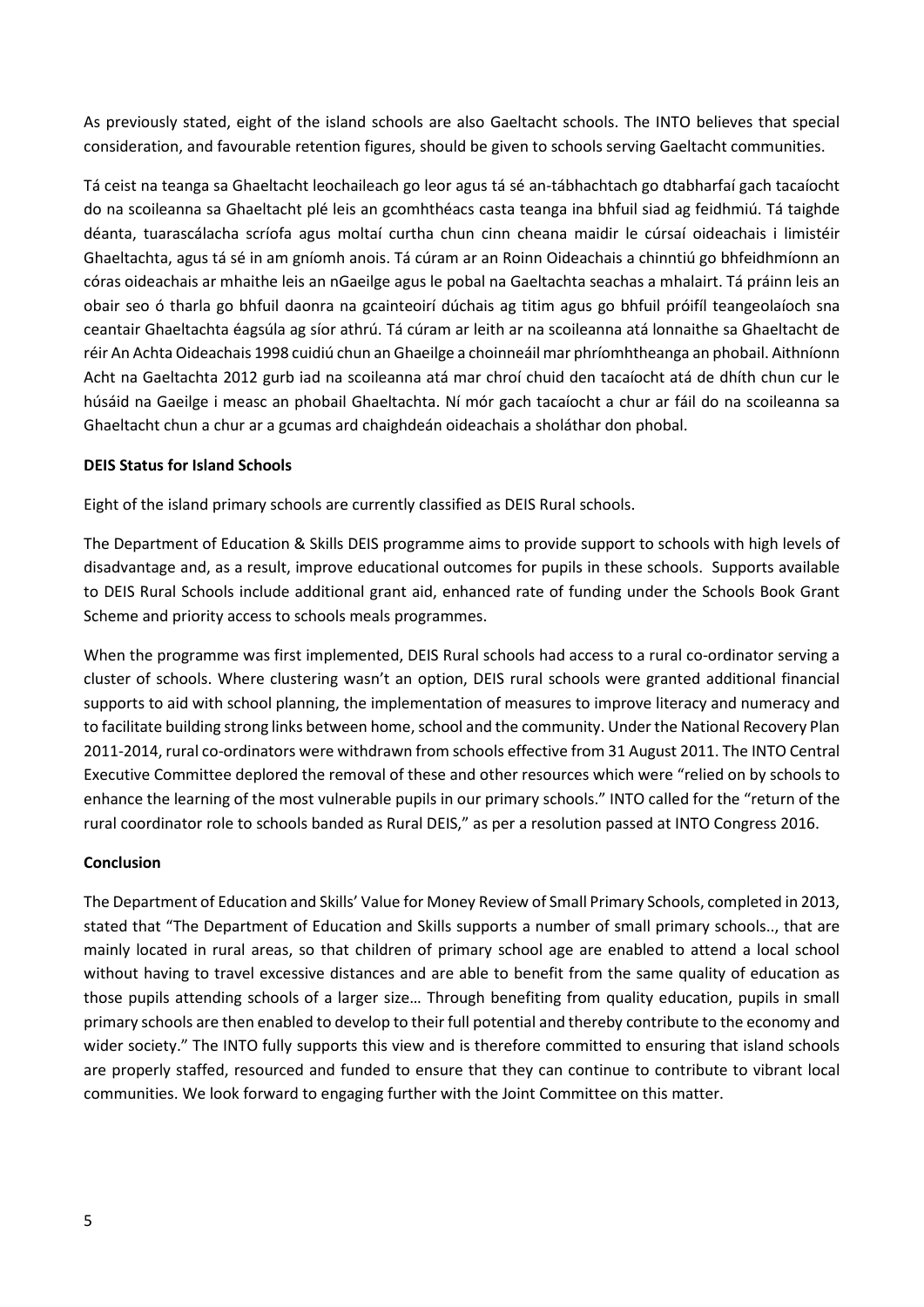As previously stated, eight of the island schools are also Gaeltacht schools. The INTO believes that special consideration, and favourable retention figures, should be given to schools serving Gaeltacht communities.

Tá ceist na teanga sa Ghaeltacht leochaileach go leor agus tá sé an-tábhachtach go dtabharfaí gach tacaíocht do na scoileanna sa Ghaeltacht plé leis an gcomhthéacs casta teanga ina bhfuil siad ag feidhmiú. Tá taighde déanta, tuarascálacha scríofa agus moltaí curtha chun cinn cheana maidir le cúrsaí oideachais i limistéir Ghaeltachta, agus tá sé in am gníomh anois. Tá cúram ar an Roinn Oideachais a chinntiú go bhfeidhmíonn an córas oideachais ar mhaithe leis an nGaeilge agus le pobal na Gaeltachta seachas a mhalairt. Tá práinn leis an obair seo ó tharla go bhfuil daonra na gcainteoirí dúchais ag titim agus go bhfuil próifíl teangeolaíoch sna ceantair Ghaeltachta éagsúla ag síor athrú. Tá cúram ar leith ar na scoileanna atá lonnaithe sa Ghaeltacht de réir An Achta Oideachais 1998 cuidiú chun an Ghaeilge a choinneáil mar phríomhtheanga an phobail. Aithníonn Acht na Gaeltachta 2012 gurb iad na scoileanna atá mar chroí chuid den tacaíocht atá de dhíth chun cur le húsáid na Gaeilge i measc an phobail Ghaeltachta. Ní mór gach tacaíocht a chur ar fáil do na scoileanna sa Ghaeltacht chun a chur ar a gcumas ard chaighdeán oideachais a sholáthar don phobal.

**DEIS Status for Island Schools**

Eight of the island primary schools are currently classified as DEIS Rural schools.

The Department of Education & Skills DEIS programme aims to provide support to schools with high levels of disadvantage and, as a result, improve educational outcomes for pupils in these schools. Supports available to DEIS Rural Schools include additional grant aid, enhanced rate of funding under the Schools Book Grant Scheme and priority access to schools meals programmes.

When the programme was first implemented, DEIS Rural schools had access to a rural co-ordinator serving a cluster of schools. Where clustering wasn't an option, DEIS rural schools were granted additional financial supports to aid with school planning, the implementation of measures to improve literacy and numeracy and to facilitate building strong links between home, school and the community. Under the National Recovery Plan 2011-2014, rural co-ordinators were withdrawn from schools effective from 31 August 2011. The INTO Central Executive Committee deplored the removal of these and other resources which were "relied on by schools to enhance the learning of the most vulnerable pupils in our primary schools." INTO called for the "return of the rural coordinator role to schools banded as Rural DEIS," as per a resolution passed at INTO Congress 2016.

**Conclusion**

The Department of Education and Skills' Value for Money Review of Small Primary Schools, completed in 2013, stated that "The Department of Education and Skills supports a number of small primary schools.., that are mainly located in rural areas, so that children of primary school age are enabled to attend a local school without having to travel excessive distances and are able to benefit from the same quality of education as those pupils attending schools of a larger size… Through benefiting from quality education, pupils in small primary schools are then enabled to develop to their full potential and thereby contribute to the economy and wider society." The INTO fully supports this view and is therefore committed to ensuring that island schools are properly staffed, resourced and funded to ensure that they can continue to contribute to vibrant local communities. We look forward to engaging further with the Joint Committee on this matter.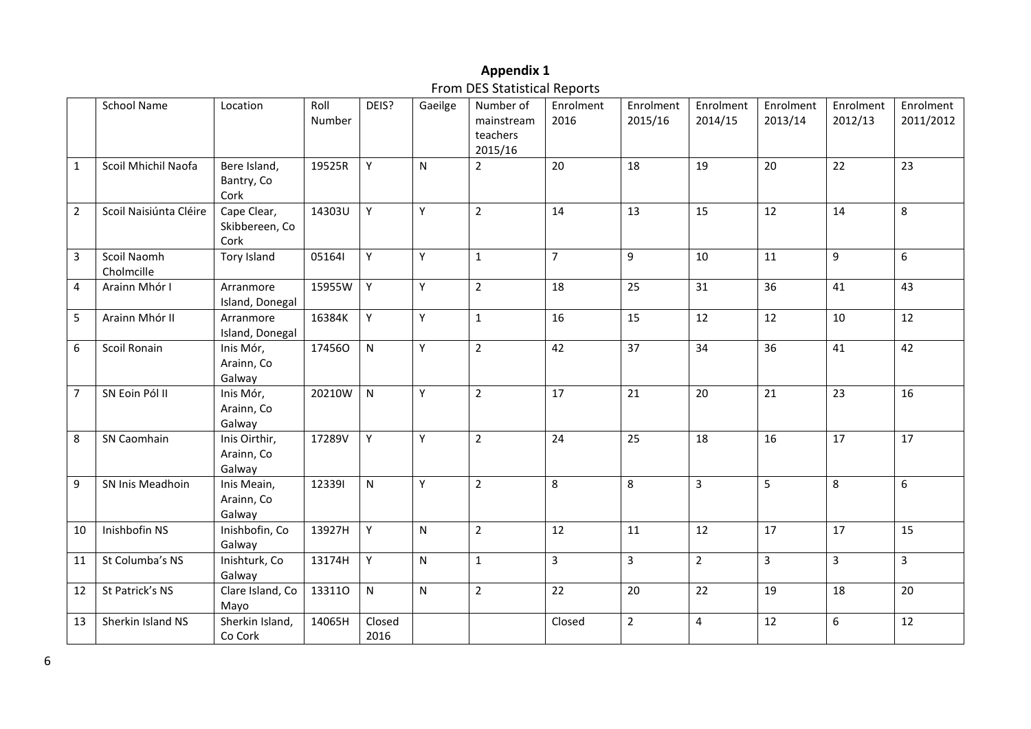# Appendix 1

From DES Statistical Reports

| | School Name | Location | Roll Number | DEIS? | Gaeilge | Number of mainstream teachers 2015/16 | Enrolment 2016 | Enrolment 2015/16 | Enrolment 2014/15 | Enrolment 2013/14 | Enrolment 2012/13 | Enrolment 2011/2012 |
|---|---|---|---|---|---|---|---|---|---|---|---|---|
| 1 | Scoil Mhichil Naofa | Bere Island, Bantry, Co Cork | 19525R | Y | N | 2 | 20 | 18 | 19 | 20 | 22 | 23 |
| 2 | Scoil Naisiúnta Cléire | Cape Clear, Skibbereen, Co Cork | 14303U | Y | Y | 2 | 14 | 13 | 15 | 12 | 14 | 8 |
| 3 | Scoil Naomh Cholmcille | Tory Island | 05164I | Y | Y | 1 | 7 | 9 | 10 | 11 | 9 | 6 |
| 4 | Arainn Mhór I | Arranmore Island, Donegal | 15955W | Y | Y | 2 | 18 | 25 | 31 | 36 | 41 | 43 |
| 5 | Arainn Mhór II | Arranmore Island, Donegal | 16384K | Y | Y | 1 | 16 | 15 | 12 | 12 | 10 | 12 |
| 6 | Scoil Ronain | Inis Mór, Arainn, Co Galway | 17456O | N | Y | 2 | 42 | 37 | 34 | 36 | 41 | 42 |
| 7 | SN Eoin Pól II | Inis Mór, Arainn, Co Galway | 20210W | N | Y | 2 | 17 | 21 | 20 | 21 | 23 | 16 |
| 8 | SN Caomhain | Inis Oirthir, Arainn, Co Galway | 17289V | Y | Y | 2 | 24 | 25 | 18 | 16 | 17 | 17 |
| 9 | SN Inis Meadhoin | Inis Meain, Arainn, Co Galway | 12339I | N | Y | 2 | 8 | 8 | 3 | 5 | 8 | 6 |
| 10 | Inishbofin NS | Inishbofin, Co Galway | 13927H | Y | N | 2 | 12 | 11 | 12 | 17 | 17 | 15 |
| 11 | St Columba's NS | Inishturk, Co Galway | 13174H | Y | N | 1 | 3 | 3 | 2 | 3 | 3 | 3 |
| 12 | St Patrick's NS | Clare Island, Co Mayo | 13311O | N | N | 2 | 22 | 20 | 22 | 19 | 18 | 20 |
| 13 | Sherkin Island NS | Sherkin Island, Co Cork | 14065H | Closed 2016 | | | Closed | 2 | 4 | 12 | 6 | 12 |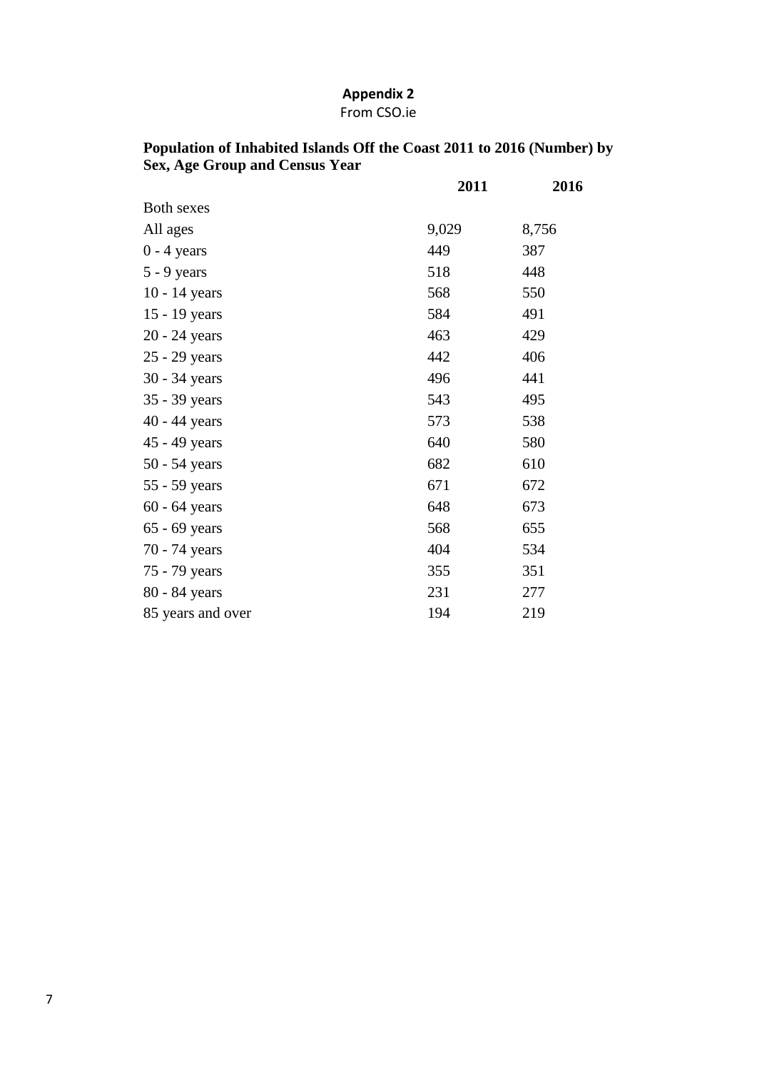**Appendix 2**

From CSO.ie

**Population of Inhabited Islands Off the Coast 2011 to 2016 (Number) by Sex, Age Group and Census Year**

| | **2011** | **2016** |
|---|---|---|
| Both sexes | | |
| All ages | 9,029 | 8,756 |
| 0 - 4 years | 449 | 387 |
| 5 - 9 years | 518 | 448 |
| 10 - 14 years | 568 | 550 |
| 15 - 19 years | 584 | 491 |
| 20 - 24 years | 463 | 429 |
| 25 - 29 years | 442 | 406 |
| 30 - 34 years | 496 | 441 |
| 35 - 39 years | 543 | 495 |
| 40 - 44 years | 573 | 538 |
| 45 - 49 years | 640 | 580 |
| 50 - 54 years | 682 | 610 |
| 55 - 59 years | 671 | 672 |
| 60 - 64 years | 648 | 673 |
| 65 - 69 years | 568 | 655 |
| 70 - 74 years | 404 | 534 |
| 75 - 79 years | 355 | 351 |
| 80 - 84 years | 231 | 277 |
| 85 years and over | 194 | 219 |